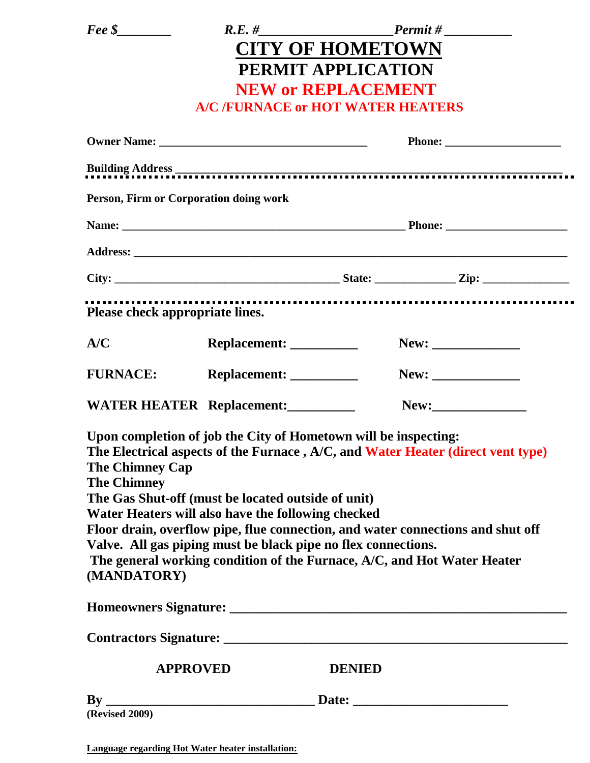*Fee $________* *R.E. #___________________* *Permit # __________*

# CITY OF HOMETOWN

## PERMIT APPLICATION

## NEW or REPLACEMENT

### A/C /FURNACE or HOT WATER HEATERS

**Owner Name:** ___________________________________ **Phone:** ___________________

**Building Address** ________________________________________________________________

**Person, Firm or Corporation doing work**

**Name:** ________________________________________________ **Phone:** ____________________

**Address:** _________________________________________________________________________

**City:** ______________________________________ **State:** _____________ **Zip:** ______________

**Please check appropriate lines.**

| | | |
|---|---|---|
| **A/C** | **Replacement:** __________ | **New:** _____________ |
| **FURNACE:** | **Replacement:** __________ | **New:** _____________ |
| **WATER HEATER** | **Replacement:**__________ | **New:**______________ |

**Upon completion of job the City of Hometown will be inspecting:**
**The Electrical aspects of the Furnace , A/C, and Water Heater (direct vent type)**
**The Chimney Cap**
**The Chimney**
**The Gas Shut-off (must be located outside of unit)**
**Water Heaters will also have the following checked**
**Floor drain, overflow pipe, flue connection, and water connections and shut off Valve. All gas piping must be black pipe no flex connections.**
**The general working condition of the Furnace, A/C, and Hot Water Heater (MANDATORY)**

**Homeowners Signature:** _________________________________________________

**Contractors Signature:** __________________________________________________

**APPROVED** **DENIED**

**By** ______________________________ **Date:** _______________________

**(Revised 2009)**

**Language regarding Hot Water heater installation:**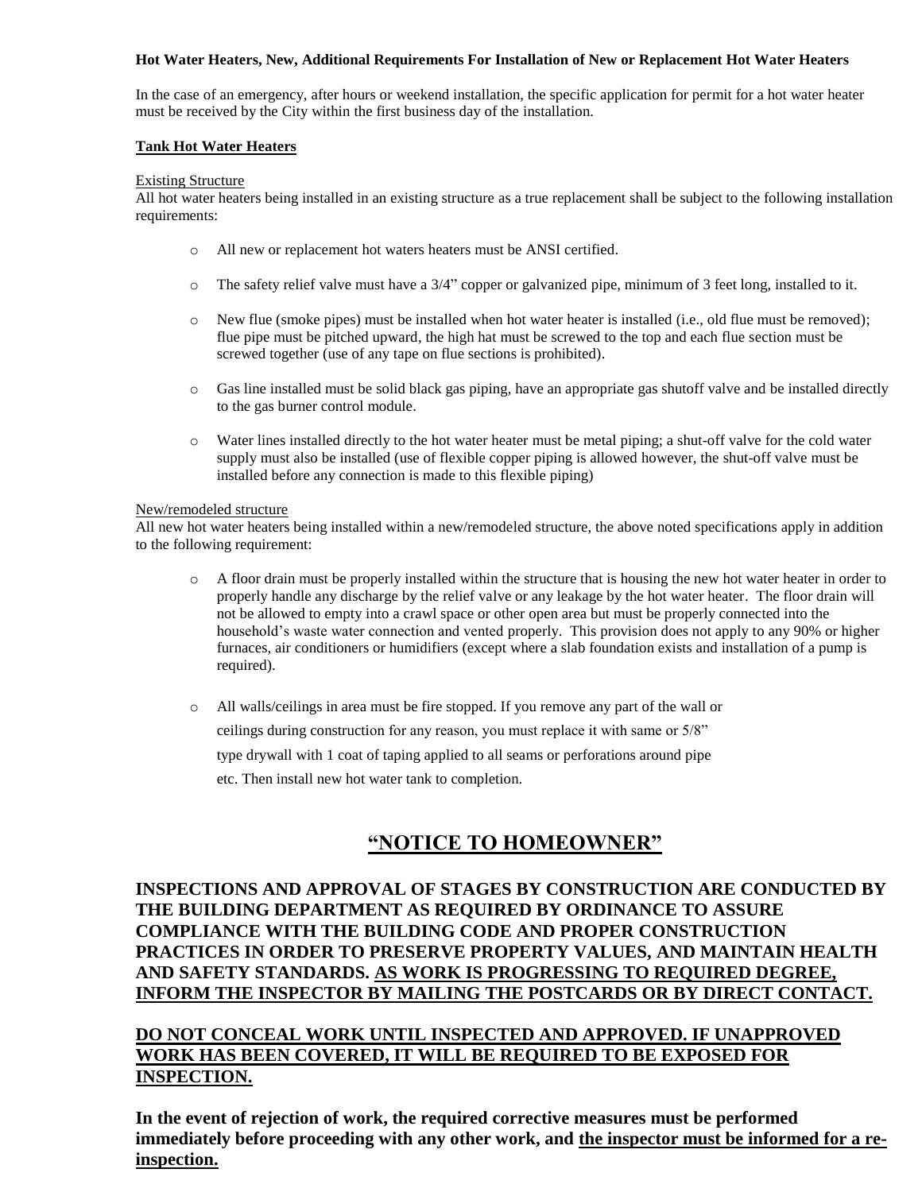**Hot Water Heaters, New, Additional Requirements For Installation of New or Replacement Hot Water Heaters**

In the case of an emergency, after hours or weekend installation, the specific application for permit for a hot water heater must be received by the City within the first business day of the installation.

**Tank Hot Water Heaters**

Existing Structure

All hot water heaters being installed in an existing structure as a true replacement shall be subject to the following installation requirements:

- All new or replacement hot waters heaters must be ANSI certified.
- The safety relief valve must have a 3/4" copper or galvanized pipe, minimum of 3 feet long, installed to it.
- New flue (smoke pipes) must be installed when hot water heater is installed (i.e., old flue must be removed); flue pipe must be pitched upward, the high hat must be screwed to the top and each flue section must be screwed together (use of any tape on flue sections is prohibited).
- Gas line installed must be solid black gas piping, have an appropriate gas shutoff valve and be installed directly to the gas burner control module.
- Water lines installed directly to the hot water heater must be metal piping; a shut-off valve for the cold water supply must also be installed (use of flexible copper piping is allowed however, the shut-off valve must be installed before any connection is made to this flexible piping)

New/remodeled structure

All new hot water heaters being installed within a new/remodeled structure, the above noted specifications apply in addition to the following requirement:

- A floor drain must be properly installed within the structure that is housing the new hot water heater in order to properly handle any discharge by the relief valve or any leakage by the hot water heater. The floor drain will not be allowed to empty into a crawl space or other open area but must be properly connected into the household's waste water connection and vented properly. This provision does not apply to any 90% or higher furnaces, air conditioners or humidifiers (except where a slab foundation exists and installation of a pump is required).
- All walls/ceilings in area must be fire stopped. If you remove any part of the wall or ceilings during construction for any reason, you must replace it with same or 5/8" type drywall with 1 coat of taping applied to all seams or perforations around pipe etc. Then install new hot water tank to completion.

## "NOTICE TO HOMEOWNER"

**INSPECTIONS AND APPROVAL OF STAGES BY CONSTRUCTION ARE CONDUCTED BY THE BUILDING DEPARTMENT AS REQUIRED BY ORDINANCE TO ASSURE COMPLIANCE WITH THE BUILDING CODE AND PROPER CONSTRUCTION PRACTICES IN ORDER TO PRESERVE PROPERTY VALUES, AND MAINTAIN HEALTH AND SAFETY STANDARDS. AS WORK IS PROGRESSING TO REQUIRED DEGREE, INFORM THE INSPECTOR BY MAILING THE POSTCARDS OR BY DIRECT CONTACT.**

**DO NOT CONCEAL WORK UNTIL INSPECTED AND APPROVED. IF UNAPPROVED WORK HAS BEEN COVERED, IT WILL BE REQUIRED TO BE EXPOSED FOR INSPECTION.**

**In the event of rejection of work, the required corrective measures must be performed immediately before proceeding with any other work, and the inspector must be informed for a re-inspection.**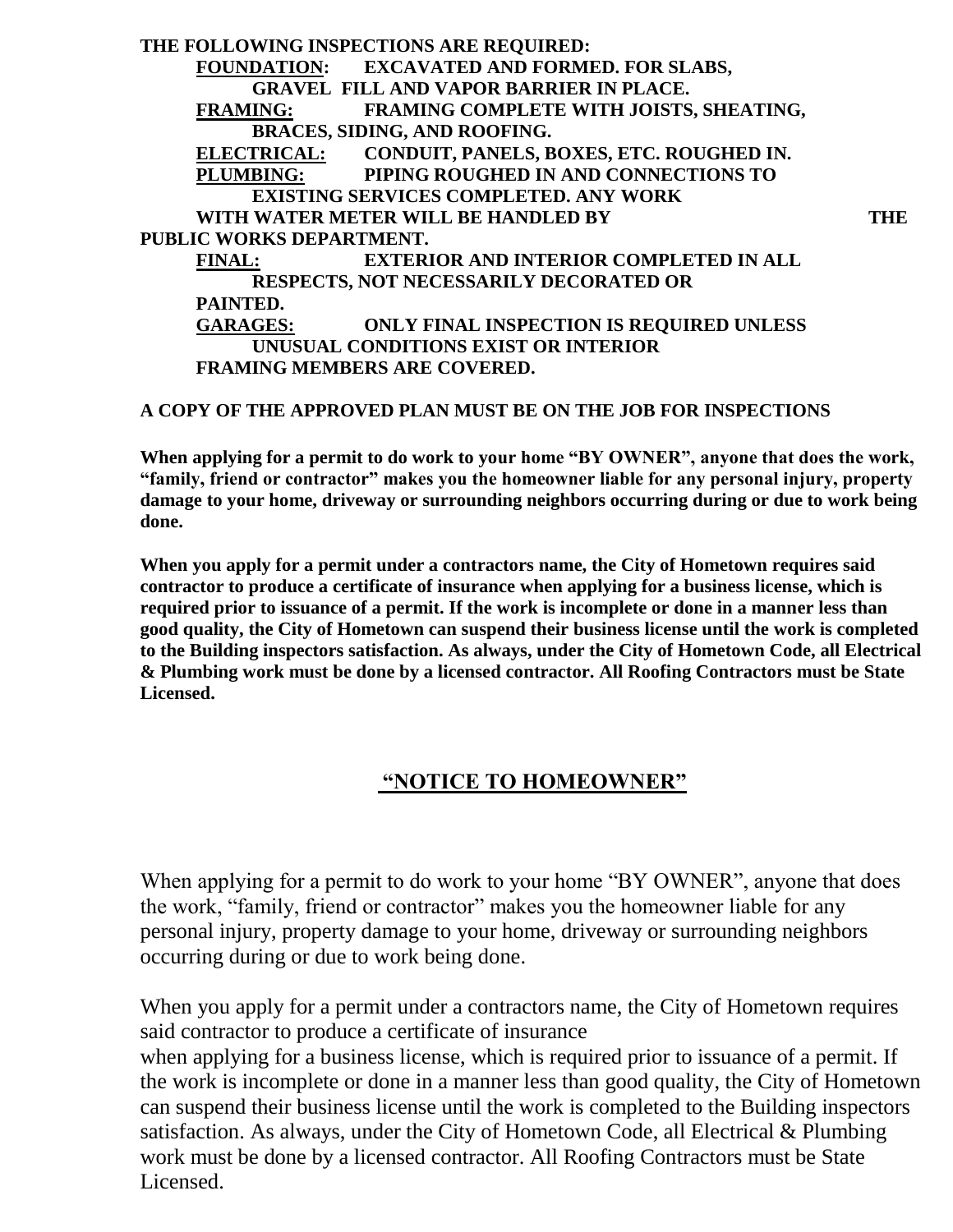**THE FOLLOWING INSPECTIONS ARE REQUIRED:**

- **FOUNDATION:** **EXCAVATED AND FORMED. FOR SLABS, GRAVEL FILL AND VAPOR BARRIER IN PLACE.**
- **FRAMING:** **FRAMING COMPLETE WITH JOISTS, SHEATING, BRACES, SIDING, AND ROOFING.**
- **ELECTRICAL:** **CONDUIT, PANELS, BOXES, ETC. ROUGHED IN.**
- **PLUMBING:** **PIPING ROUGHED IN AND CONNECTIONS TO EXISTING SERVICES COMPLETED. ANY WORK WITH WATER METER WILL BE HANDLED BY THE PUBLIC WORKS DEPARTMENT.**
- **FINAL:** **EXTERIOR AND INTERIOR COMPLETED IN ALL RESPECTS, NOT NECESSARILY DECORATED OR PAINTED.**
- **GARAGES:** **ONLY FINAL INSPECTION IS REQUIRED UNLESS UNUSUAL CONDITIONS EXIST OR INTERIOR FRAMING MEMBERS ARE COVERED.**

**A COPY OF THE APPROVED PLAN MUST BE ON THE JOB FOR INSPECTIONS**

**When applying for a permit to do work to your home "BY OWNER", anyone that does the work, "family, friend or contractor" makes you the homeowner liable for any personal injury, property damage to your home, driveway or surrounding neighbors occurring during or due to work being done.**

**When you apply for a permit under a contractors name, the City of Hometown requires said contractor to produce a certificate of insurance when applying for a business license, which is required prior to issuance of a permit. If the work is incomplete or done in a manner less than good quality, the City of Hometown can suspend their business license until the work is completed to the Building inspectors satisfaction. As always, under the City of Hometown Code, all Electrical & Plumbing work must be done by a licensed contractor. All Roofing Contractors must be State Licensed.**

## "NOTICE TO HOMEOWNER"

When applying for a permit to do work to your home "BY OWNER", anyone that does the work, "family, friend or contractor" makes you the homeowner liable for any personal injury, property damage to your home, driveway or surrounding neighbors occurring during or due to work being done.

When you apply for a permit under a contractors name, the City of Hometown requires said contractor to produce a certificate of insurance when applying for a business license, which is required prior to issuance of a permit. If the work is incomplete or done in a manner less than good quality, the City of Hometown can suspend their business license until the work is completed to the Building inspectors satisfaction. As always, under the City of Hometown Code, all Electrical & Plumbing work must be done by a licensed contractor. All Roofing Contractors must be State Licensed.